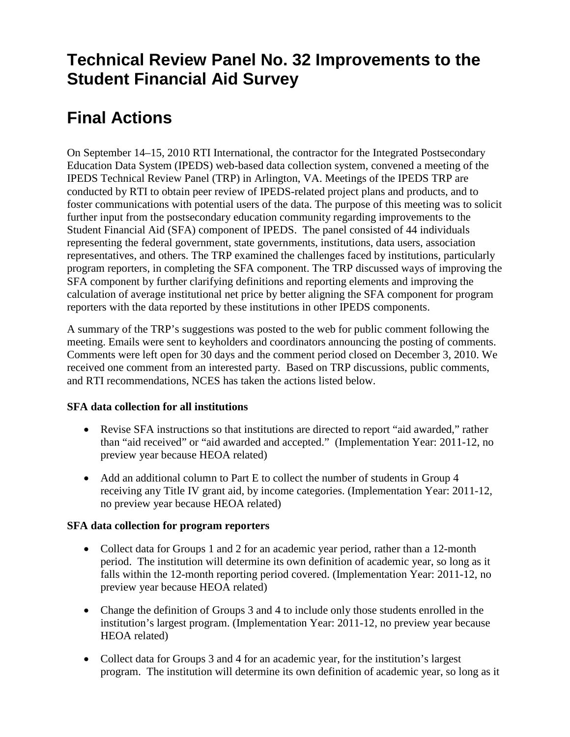# Technical Review Panel No. 32 Improvements to the Student Financial Aid Survey

# Final Actions

On September 14–15, 2010 RTI International, the contractor for the Integrated Postsecondary Education Data System (IPEDS) web-based data collection system, convened a meeting of the IPEDS Technical Review Panel (TRP) in Arlington, VA. Meetings of the IPEDS TRP are conducted by RTI to obtain peer review of IPEDS-related project plans and products, and to foster communications with potential users of the data. The purpose of this meeting was to solicit further input from the postsecondary education community regarding improvements to the Student Financial Aid (SFA) component of IPEDS. The panel consisted of 44 individuals representing the federal government, state governments, institutions, data users, association representatives, and others. The TRP examined the challenges faced by institutions, particularly program reporters, in completing the SFA component. The TRP discussed ways of improving the SFA component by further clarifying definitions and reporting elements and improving the calculation of average institutional net price by better aligning the SFA component for program reporters with the data reported by these institutions in other IPEDS components.

A summary of the TRP's suggestions was posted to the web for public comment following the meeting. Emails were sent to keyholders and coordinators announcing the posting of comments. Comments were left open for 30 days and the comment period closed on December 3, 2010. We received one comment from an interested party. Based on TRP discussions, public comments, and RTI recommendations, NCES has taken the actions listed below.

**SFA data collection for all institutions**

- Revise SFA instructions so that institutions are directed to report "aid awarded," rather than "aid received" or "aid awarded and accepted." (Implementation Year: 2011-12, no preview year because HEOA related)
- Add an additional column to Part E to collect the number of students in Group 4 receiving any Title IV grant aid, by income categories. (Implementation Year: 2011-12, no preview year because HEOA related)

**SFA data collection for program reporters**

- Collect data for Groups 1 and 2 for an academic year period, rather than a 12-month period. The institution will determine its own definition of academic year, so long as it falls within the 12-month reporting period covered. (Implementation Year: 2011-12, no preview year because HEOA related)
- Change the definition of Groups 3 and 4 to include only those students enrolled in the institution's largest program. (Implementation Year: 2011-12, no preview year because HEOA related)
- Collect data for Groups 3 and 4 for an academic year, for the institution's largest program. The institution will determine its own definition of academic year, so long as it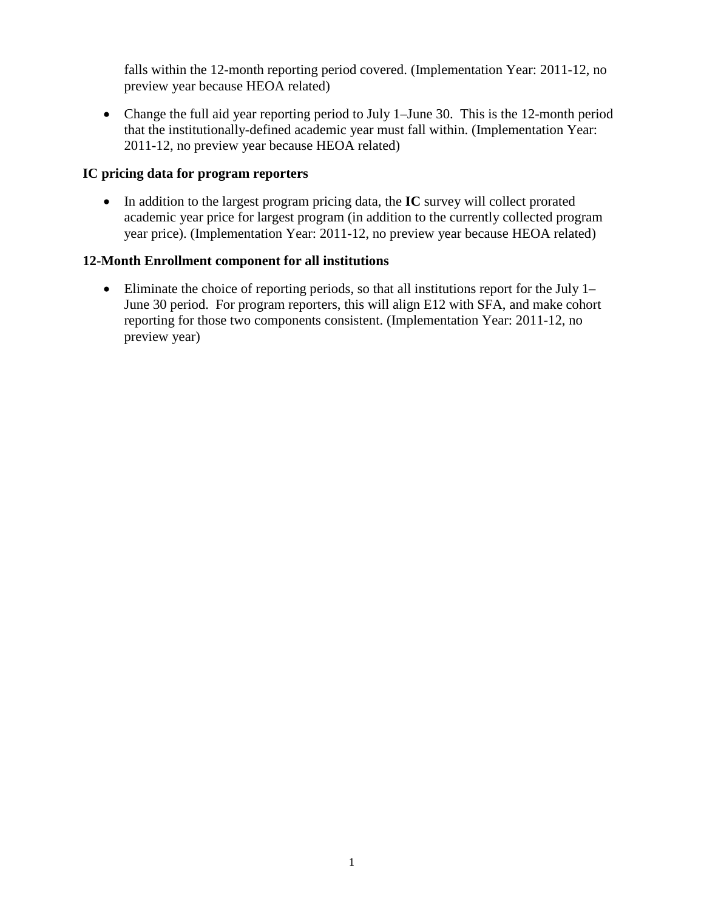falls within the 12-month reporting period covered. (Implementation Year: 2011-12, no preview year because HEOA related)

- Change the full aid year reporting period to July 1–June 30. This is the 12-month period that the institutionally-defined academic year must fall within. (Implementation Year: 2011-12, no preview year because HEOA related)

**IC pricing data for program reporters**

- In addition to the largest program pricing data, the **IC** survey will collect prorated academic year price for largest program (in addition to the currently collected program year price). (Implementation Year: 2011-12, no preview year because HEOA related)

**12-Month Enrollment component for all institutions**

- Eliminate the choice of reporting periods, so that all institutions report for the July 1–June 30 period. For program reporters, this will align E12 with SFA, and make cohort reporting for those two components consistent. (Implementation Year: 2011-12, no preview year)